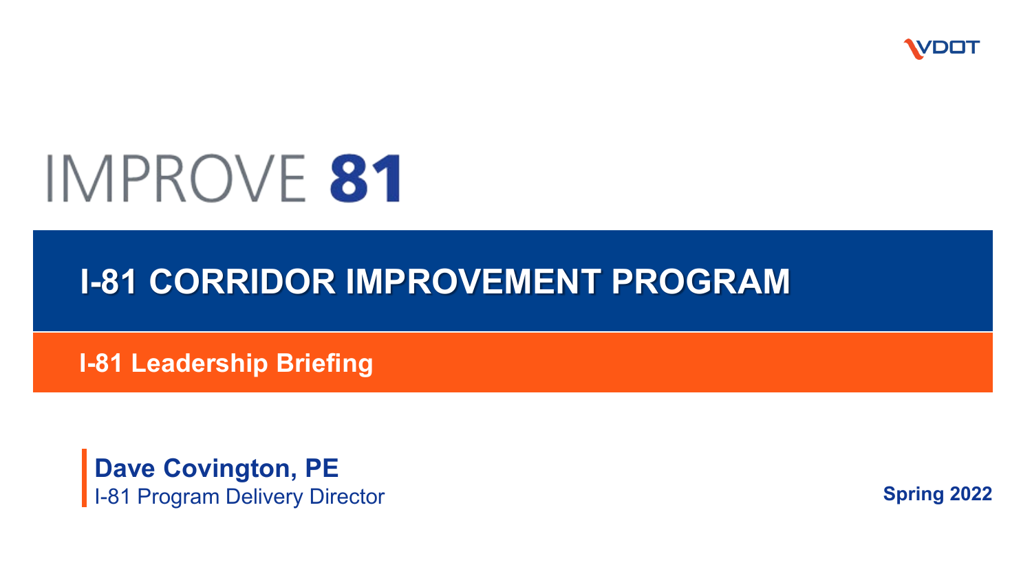VDOT

# IMPROVE 81

## I-81 CORRIDOR IMPROVEMENT PROGRAM

### I-81 Leadership Briefing

**Dave Covington, PE**
I-81 Program Delivery Director

**Spring 2022**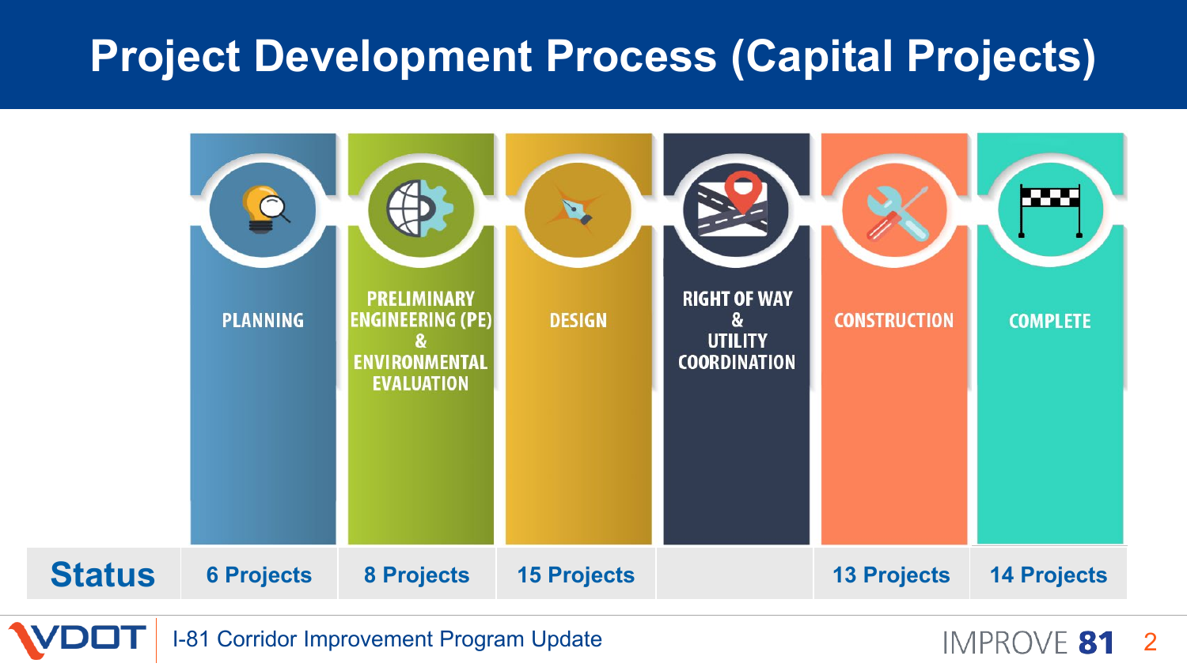# Project Development Process (Capital Projects)

| | PLANNING | PRELIMINARY ENGINEERING (PE) & ENVIRONMENTAL EVALUATION | DESIGN | RIGHT OF WAY & UTILITY COORDINATION | CONSTRUCTION | COMPLETE |
|---|---|---|---|---|---|---|
| **Status** | 6 Projects | 8 Projects | 15 Projects | | 13 Projects | 14 Projects |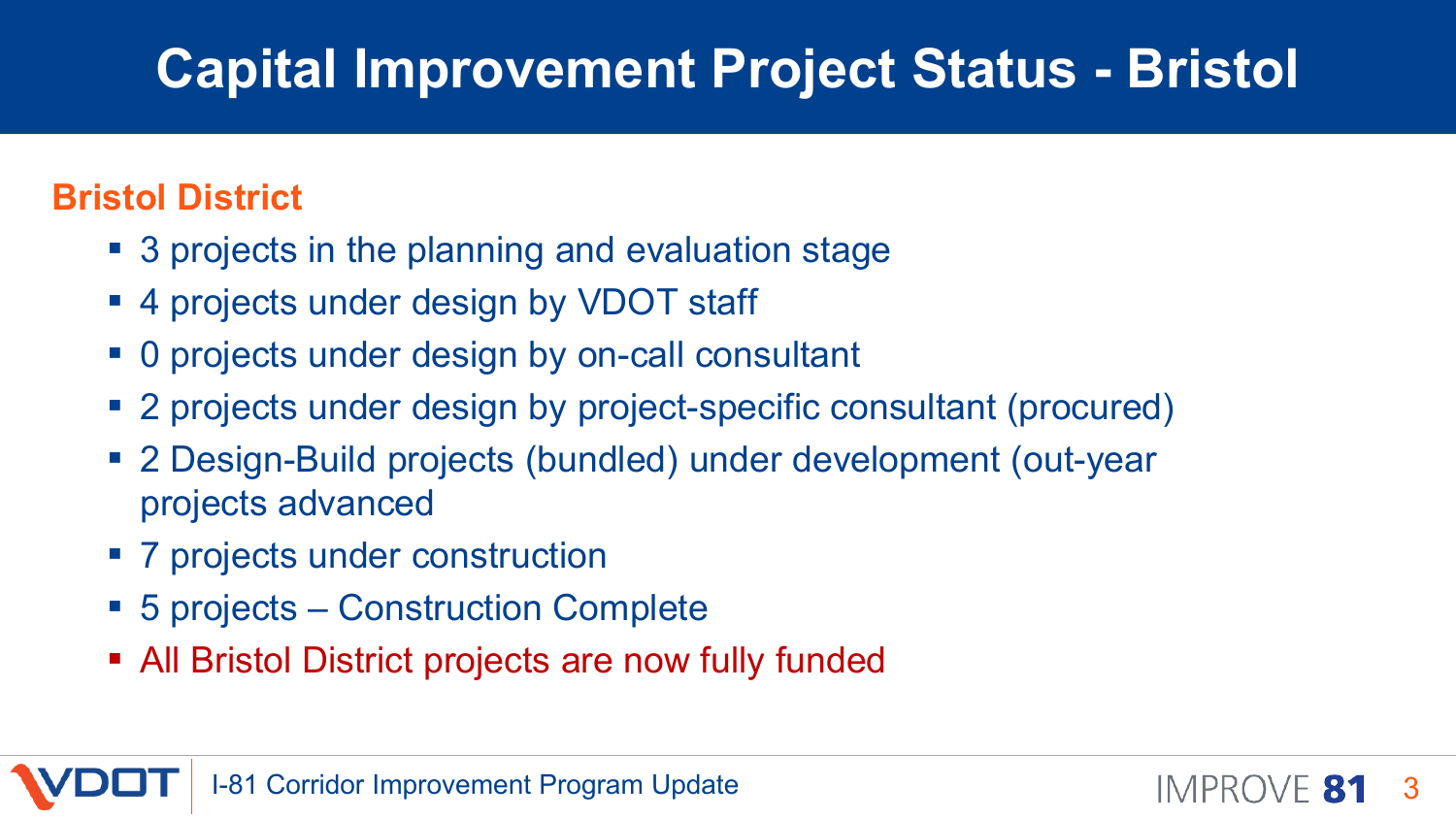# Capital Improvement Project Status - Bristol

## Bristol District

- 3 projects in the planning and evaluation stage
- 4 projects under design by VDOT staff
- 0 projects under design by on-call consultant
- 2 projects under design by project-specific consultant (procured)
- 2 Design-Build projects (bundled) under development (out-year projects advanced
- 7 projects under construction
- 5 projects – Construction Complete
- All Bristol District projects are now fully funded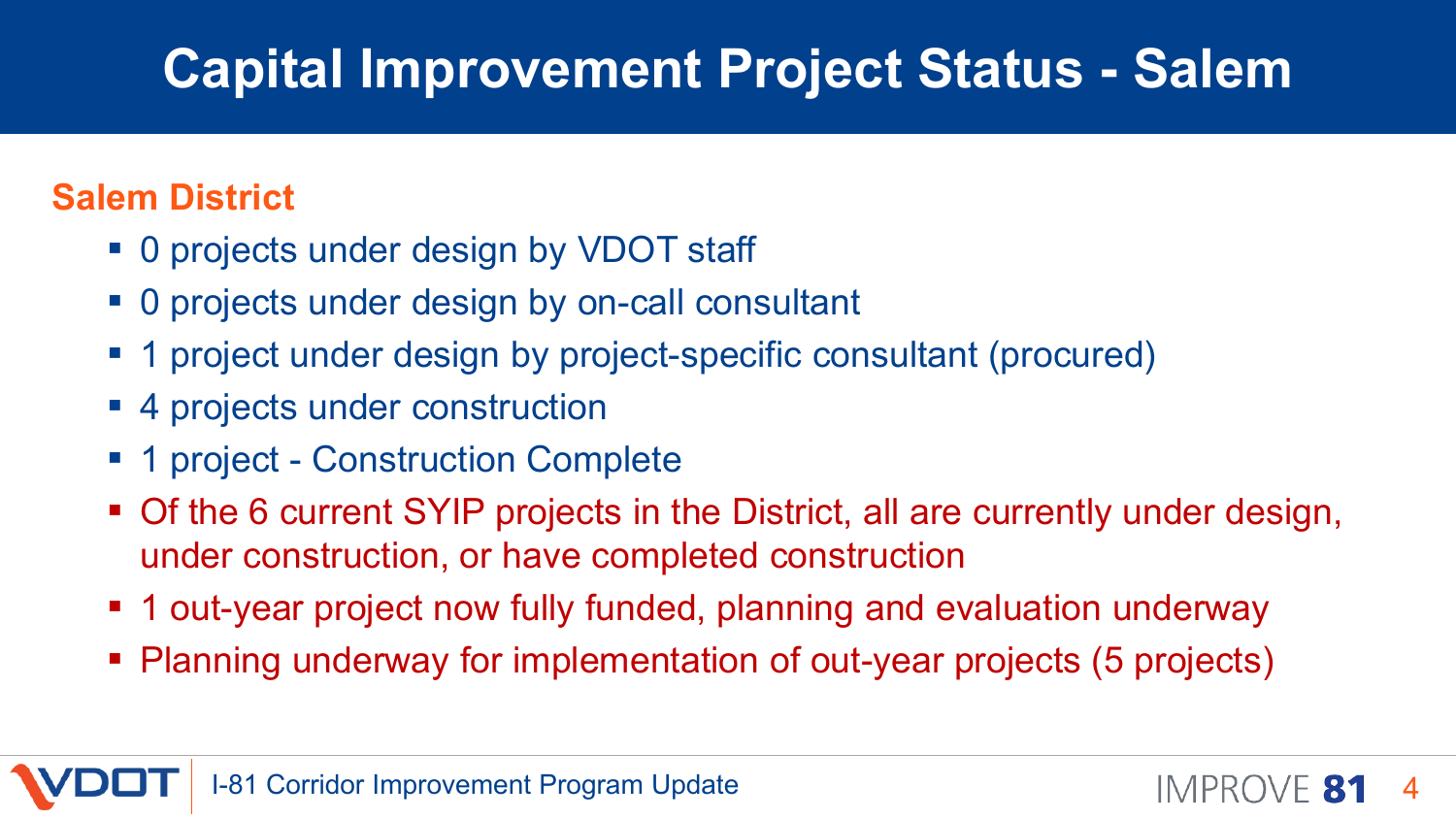# Capital Improvement Project Status - Salem

## Salem District

- 0 projects under design by VDOT staff
- 0 projects under design by on-call consultant
- 1 project under design by project-specific consultant (procured)
- 4 projects under construction
- 1 project - Construction Complete
- Of the 6 current SYIP projects in the District, all are currently under design, under construction, or have completed construction
- 1 out-year project now fully funded, planning and evaluation underway
- Planning underway for implementation of out-year projects (5 projects)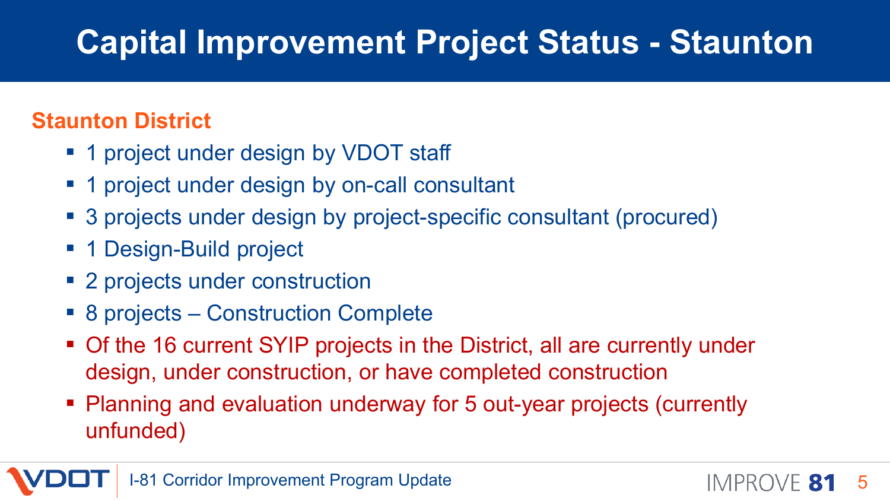# Capital Improvement Project Status - Staunton

## Staunton District

- 1 project under design by VDOT staff
- 1 project under design by on-call consultant
- 3 projects under design by project-specific consultant (procured)
- 1 Design-Build project
- 2 projects under construction
- 8 projects – Construction Complete
- Of the 16 current SYIP projects in the District, all are currently under design, under construction, or have completed construction
- Planning and evaluation underway for 5 out-year projects (currently unfunded)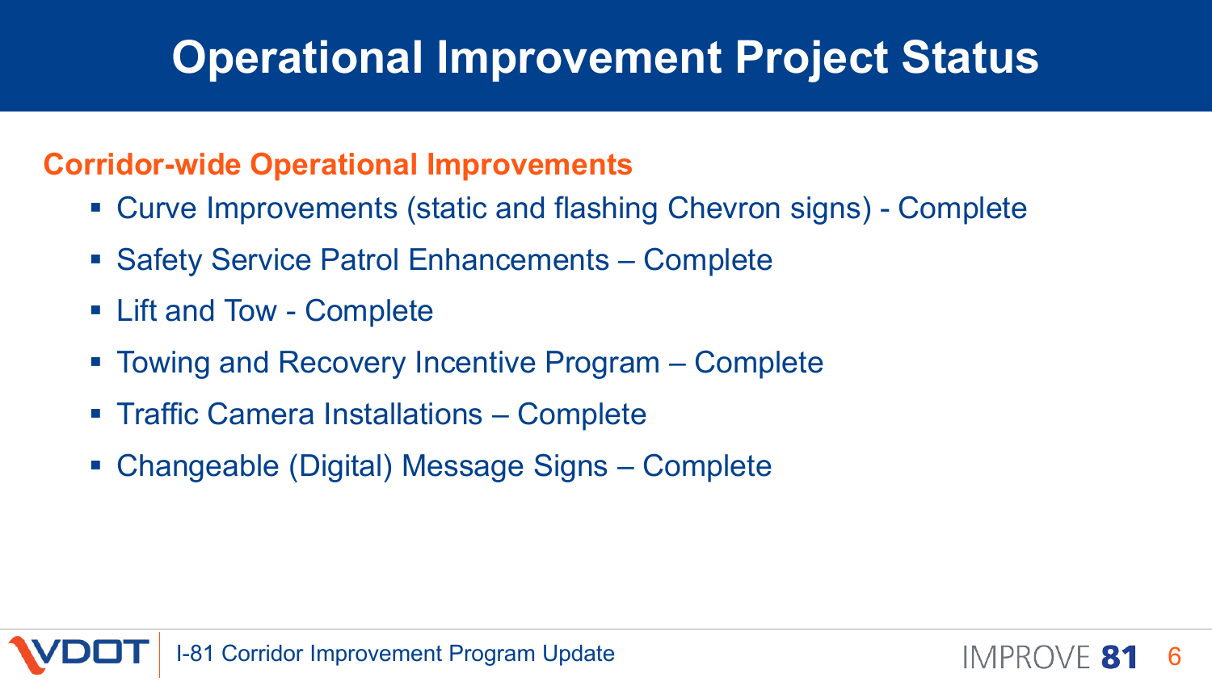# Operational Improvement Project Status

## Corridor-wide Operational Improvements

- Curve Improvements (static and flashing Chevron signs) - Complete
- Safety Service Patrol Enhancements – Complete
- Lift and Tow - Complete
- Towing and Recovery Incentive Program – Complete
- Traffic Camera Installations – Complete
- Changeable (Digital) Message Signs – Complete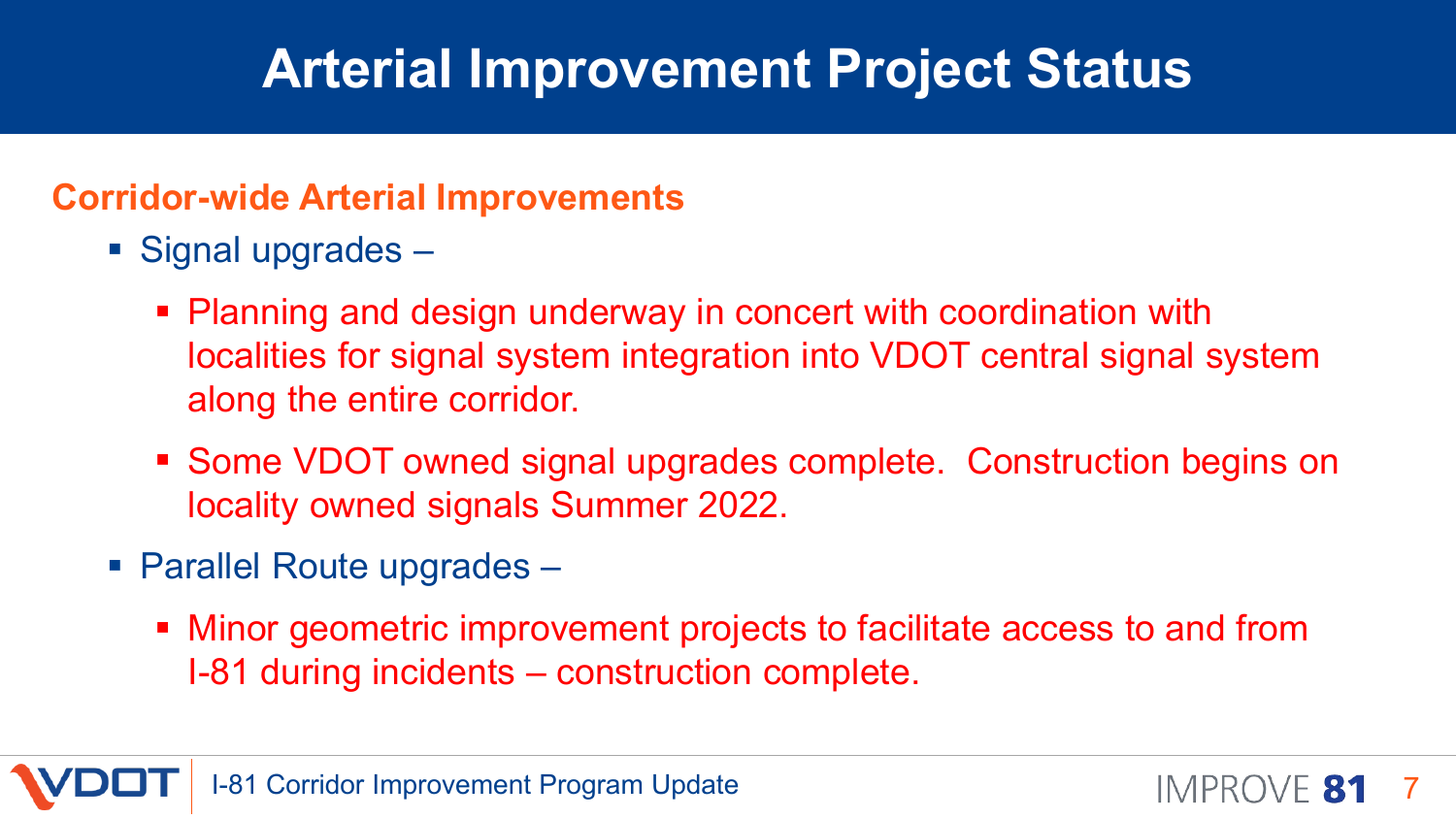# Arterial Improvement Project Status

## Corridor-wide Arterial Improvements

- Signal upgrades –
  - Planning and design underway in concert with coordination with localities for signal system integration into VDOT central signal system along the entire corridor.
  - Some VDOT owned signal upgrades complete. Construction begins on locality owned signals Summer 2022.
- Parallel Route upgrades –
  - Minor geometric improvement projects to facilitate access to and from I-81 during incidents – construction complete.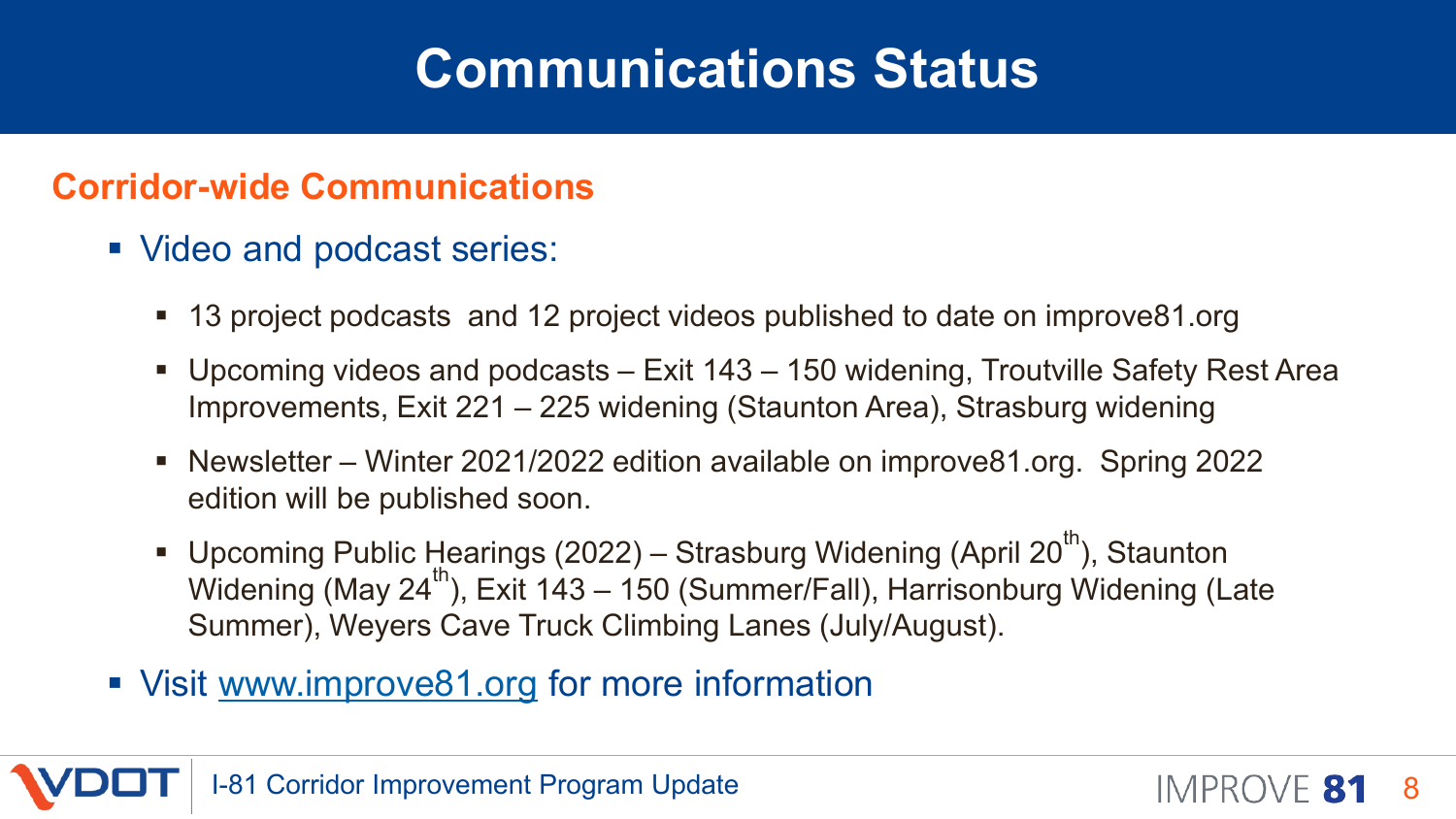# Communications Status

## Corridor-wide Communications

- Video and podcast series:
  - 13 project podcasts  and 12 project videos published to date on improve81.org
  - Upcoming videos and podcasts – Exit 143 – 150 widening, Troutville Safety Rest Area Improvements, Exit 221 – 225 widening (Staunton Area), Strasburg widening
  - Newsletter – Winter 2021/2022 edition available on improve81.org.  Spring 2022 edition will be published soon.
  - Upcoming Public Hearings (2022) – Strasburg Widening (April 20th), Staunton Widening (May 24th), Exit 143 – 150 (Summer/Fall), Harrisonburg Widening (Late Summer), Weyers Cave Truck Climbing Lanes (July/August).
- Visit www.improve81.org for more information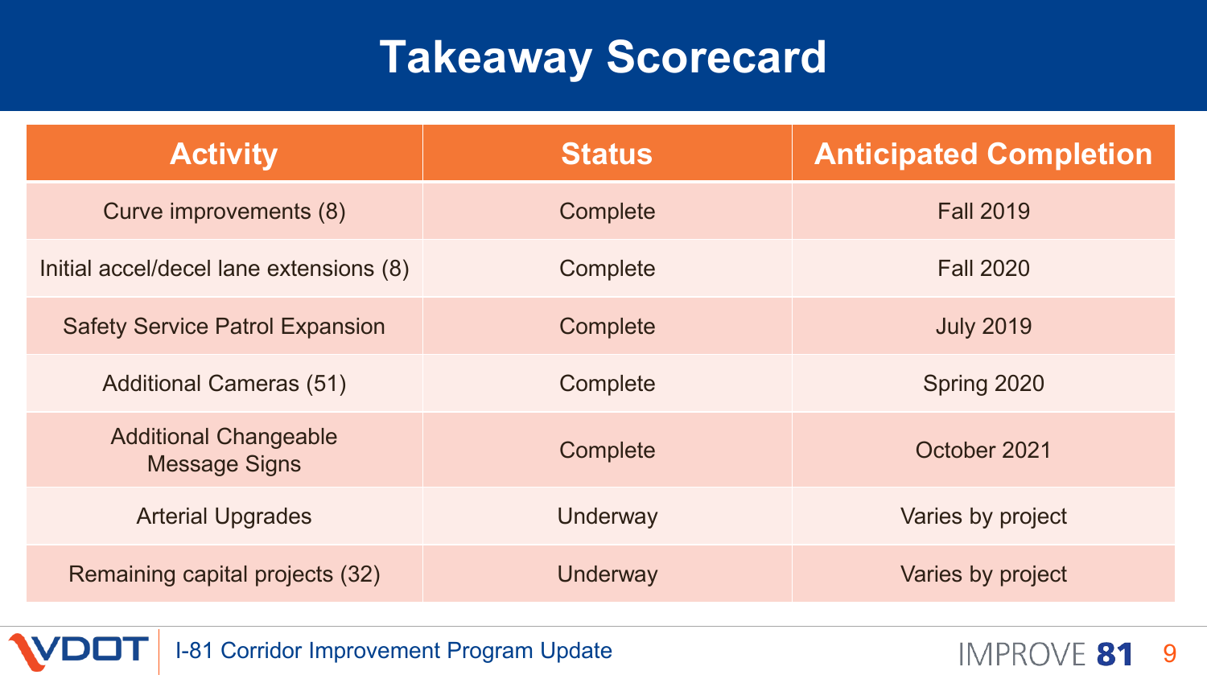# Takeaway Scorecard

| Activity | Status | Anticipated Completion |
|---|---|---|
| Curve improvements (8) | Complete | Fall 2019 |
| Initial accel/decel lane extensions (8) | Complete | Fall 2020 |
| Safety Service Patrol Expansion | Complete | July 2019 |
| Additional Cameras (51) | Complete | Spring 2020 |
| Additional Changeable Message Signs | Complete | October 2021 |
| Arterial Upgrades | Underway | Varies by project |
| Remaining capital projects (32) | Underway | Varies by project |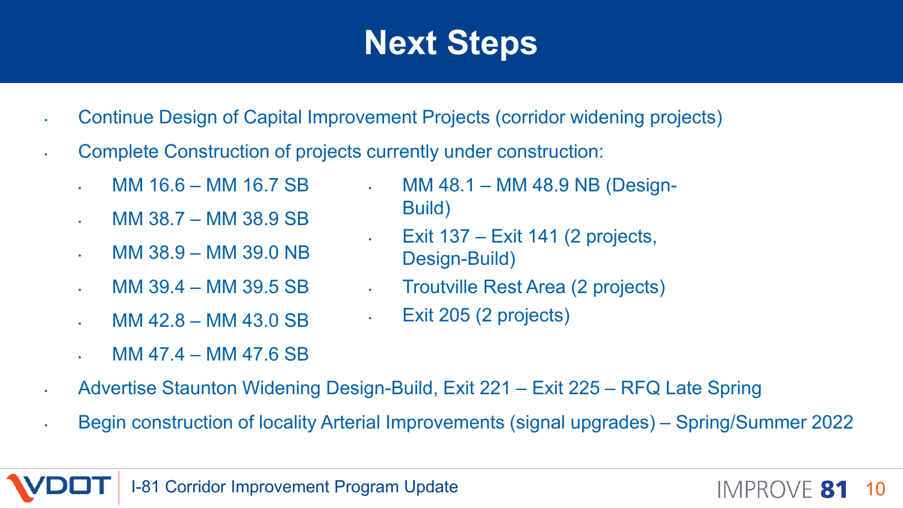# Next Steps

- Continue Design of Capital Improvement Projects (corridor widening projects)
- Complete Construction of projects currently under construction:
  - MM 16.6 – MM 16.7 SB
  - MM 38.7 – MM 38.9 SB
  - MM 38.9 – MM 39.0 NB
  - MM 39.4 – MM 39.5 SB
  - MM 42.8 – MM 43.0 SB
  - MM 47.4 – MM 47.6 SB
  - MM 48.1 – MM 48.9 NB (Design-Build)
  - Exit 137 – Exit 141 (2 projects, Design-Build)
  - Troutville Rest Area (2 projects)
  - Exit 205 (2 projects)
- Advertise Staunton Widening Design-Build, Exit 221 – Exit 225 – RFQ Late Spring
- Begin construction of locality Arterial Improvements (signal upgrades) – Spring/Summer 2022